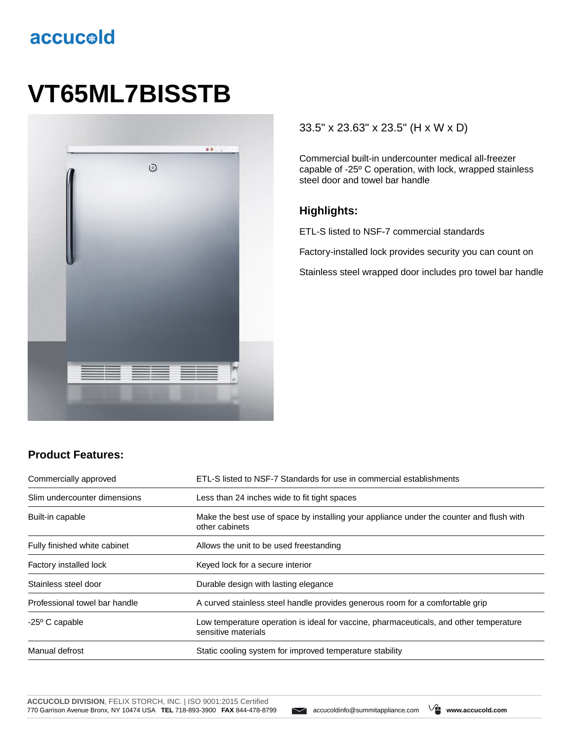accucold

# VT65ML7BISSTB

33.5" x 23.63" x 23.5" (H x W x D)

Commercial built-in undercounter medical all-freezer capable of -25º C operation, with lock, wrapped stainless steel door and towel bar handle

## Highlights:

ETL-S listed to NSF-7 commercial standards

Factory-installed lock provides security you can count on

Stainless steel wrapped door includes pro towel bar handle

## Product Features:

| | |
|---|---|
| Commercially approved | ETL-S listed to NSF-7 Standards for use in commercial establishments |
| Slim undercounter dimensions | Less than 24 inches wide to fit tight spaces |
| Built-in capable | Make the best use of space by installing your appliance under the counter and flush with other cabinets |
| Fully finished white cabinet | Allows the unit to be used freestanding |
| Factory installed lock | Keyed lock for a secure interior |
| Stainless steel door | Durable design with lasting elegance |
| Professional towel bar handle | A curved stainless steel handle provides generous room for a comfortable grip |
| -25º C capable | Low temperature operation is ideal for vaccine, pharmaceuticals, and other temperature sensitive materials |
| Manual defrost | Static cooling system for improved temperature stability |

**ACCUCOLD DIVISION**, FELIX STORCH, INC. | ISO 9001:2015 Certified
770 Garrison Avenue Bronx, NY 10474 USA **TEL** 718-893-3900 **FAX** 844-478-8799 accucoldinfo@summitappliance.com **www.accucold.com**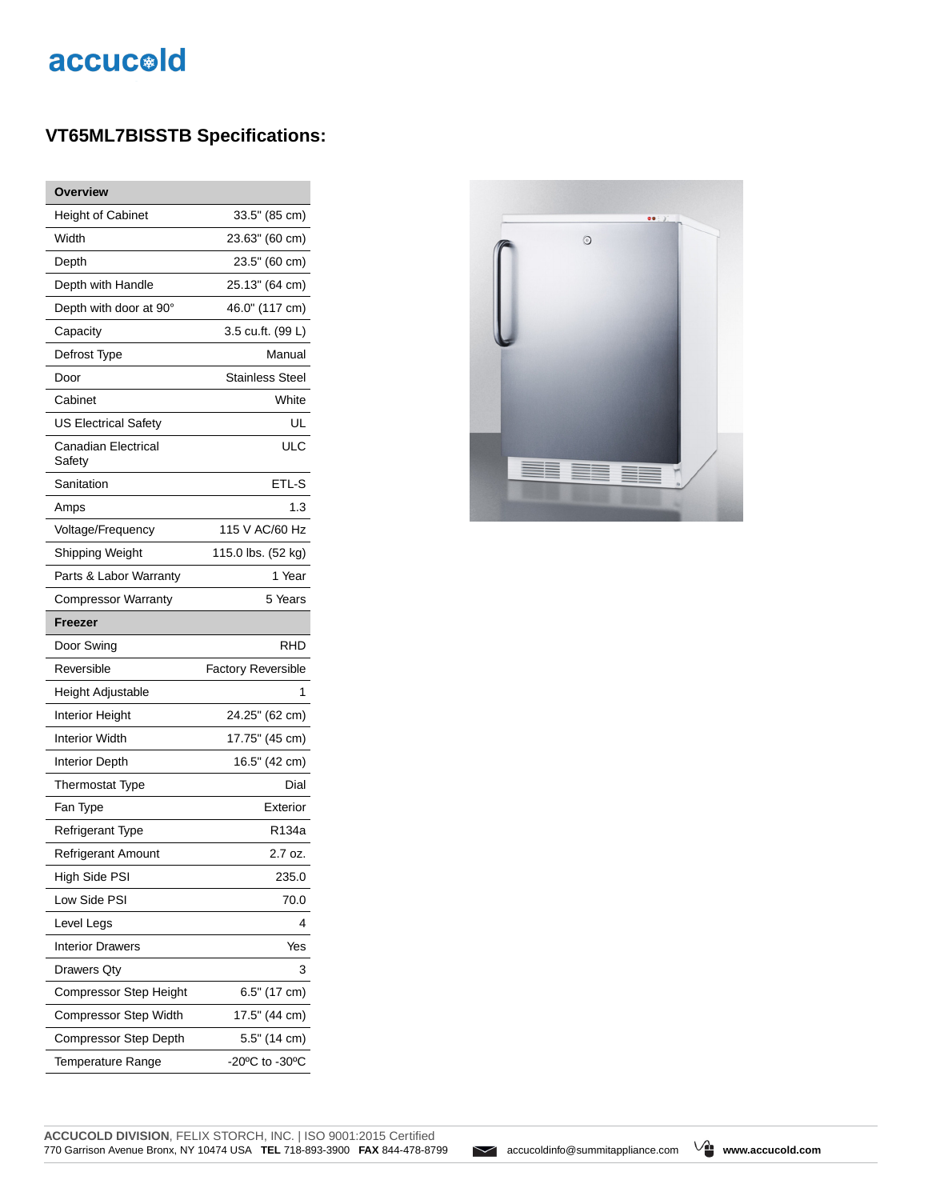accucold

## VT65ML7BISSTB Specifications:

| | |
|---|---|
| **Overview** | |
| Height of Cabinet | 33.5" (85 cm) |
| Width | 23.63" (60 cm) |
| Depth | 23.5" (60 cm) |
| Depth with Handle | 25.13" (64 cm) |
| Depth with door at 90° | 46.0" (117 cm) |
| Capacity | 3.5 cu.ft. (99 L) |
| Defrost Type | Manual |
| Door | Stainless Steel |
| Cabinet | White |
| US Electrical Safety | UL |
| Canadian Electrical Safety | ULC |
| Sanitation | ETL-S |
| Amps | 1.3 |
| Voltage/Frequency | 115 V AC/60 Hz |
| Shipping Weight | 115.0 lbs. (52 kg) |
| Parts & Labor Warranty | 1 Year |
| Compressor Warranty | 5 Years |
| **Freezer** | |
| Door Swing | RHD |
| Reversible | Factory Reversible |
| Height Adjustable | 1 |
| Interior Height | 24.25" (62 cm) |
| Interior Width | 17.75" (45 cm) |
| Interior Depth | 16.5" (42 cm) |
| Thermostat Type | Dial |
| Fan Type | Exterior |
| Refrigerant Type | R134a |
| Refrigerant Amount | 2.7 oz. |
| High Side PSI | 235.0 |
| Low Side PSI | 70.0 |
| Level Legs | 4 |
| Interior Drawers | Yes |
| Drawers Qty | 3 |
| Compressor Step Height | 6.5" (17 cm) |
| Compressor Step Width | 17.5" (44 cm) |
| Compressor Step Depth | 5.5" (14 cm) |
| Temperature Range | -20ºC to -30ºC |

**ACCUCOLD DIVISION**, FELIX STORCH, INC. | ISO 9001:2015 Certified
770 Garrison Avenue Bronx, NY 10474 USA **TEL** 718-893-3900 **FAX** 844-478-8799 accucoldinfo@summitappliance.com **www.accucold.com**